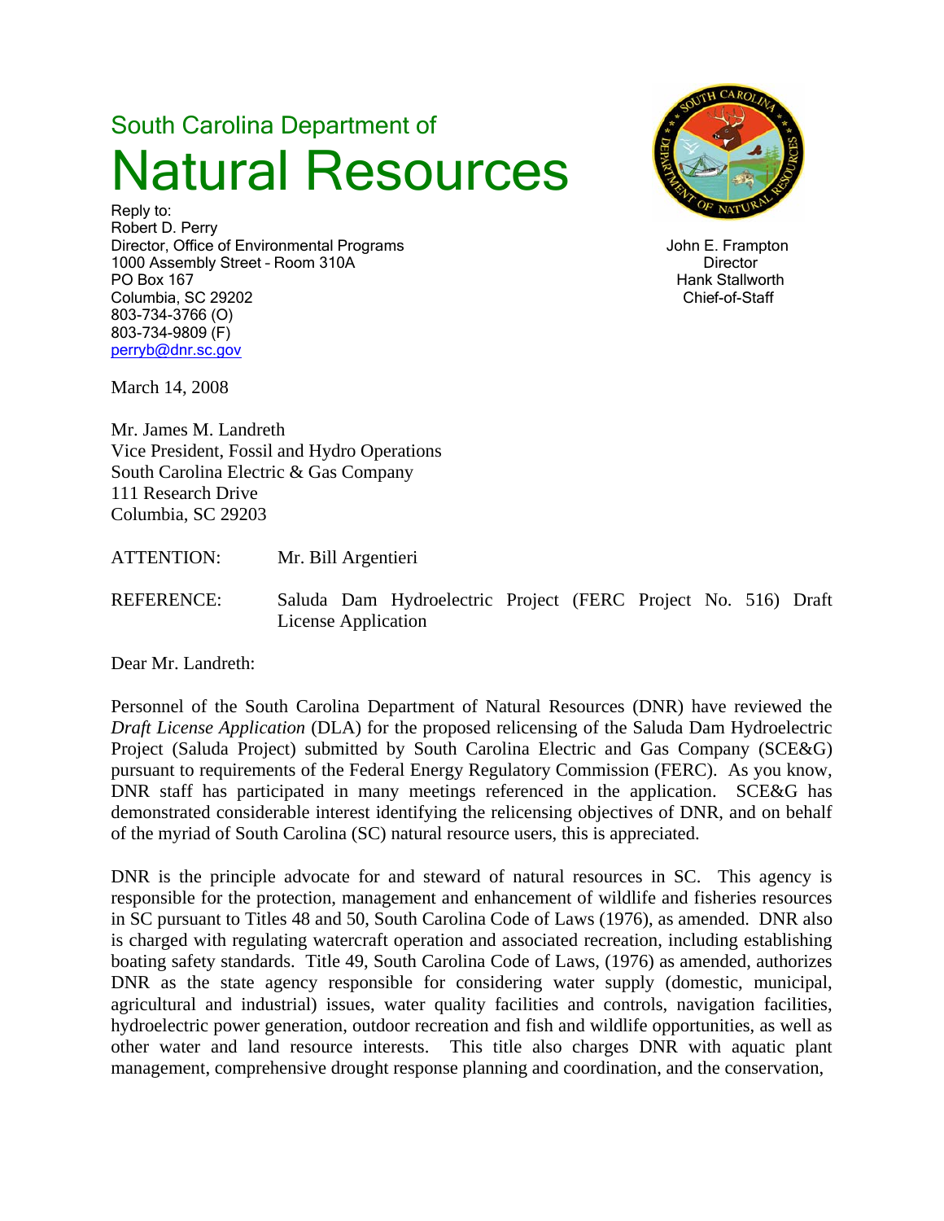South Carolina Department of

# Natural Resources

Reply to:
Robert D. Perry
Director, Office of Environmental Programs
1000 Assembly Street – Room 310A
PO Box 167
Columbia, SC 29202
803-734-3766 (O)
803-734-9809 (F)
perryb@dnr.sc.gov

John E. Frampton
Director
Hank Stallworth
Chief-of-Staff

March 14, 2008

Mr. James M. Landreth
Vice President, Fossil and Hydro Operations
South Carolina Electric & Gas Company
111 Research Drive
Columbia, SC 29203

ATTENTION: Mr. Bill Argentieri

REFERENCE: Saluda Dam Hydroelectric Project (FERC Project No. 516) Draft License Application

Dear Mr. Landreth:

Personnel of the South Carolina Department of Natural Resources (DNR) have reviewed the *Draft License Application* (DLA) for the proposed relicensing of the Saluda Dam Hydroelectric Project (Saluda Project) submitted by South Carolina Electric and Gas Company (SCE&G) pursuant to requirements of the Federal Energy Regulatory Commission (FERC). As you know, DNR staff has participated in many meetings referenced in the application. SCE&G has demonstrated considerable interest identifying the relicensing objectives of DNR, and on behalf of the myriad of South Carolina (SC) natural resource users, this is appreciated.

DNR is the principle advocate for and steward of natural resources in SC. This agency is responsible for the protection, management and enhancement of wildlife and fisheries resources in SC pursuant to Titles 48 and 50, South Carolina Code of Laws (1976), as amended. DNR also is charged with regulating watercraft operation and associated recreation, including establishing boating safety standards. Title 49, South Carolina Code of Laws, (1976) as amended, authorizes DNR as the state agency responsible for considering water supply (domestic, municipal, agricultural and industrial) issues, water quality facilities and controls, navigation facilities, hydroelectric power generation, outdoor recreation and fish and wildlife opportunities, as well as other water and land resource interests. This title also charges DNR with aquatic plant management, comprehensive drought response planning and coordination, and the conservation,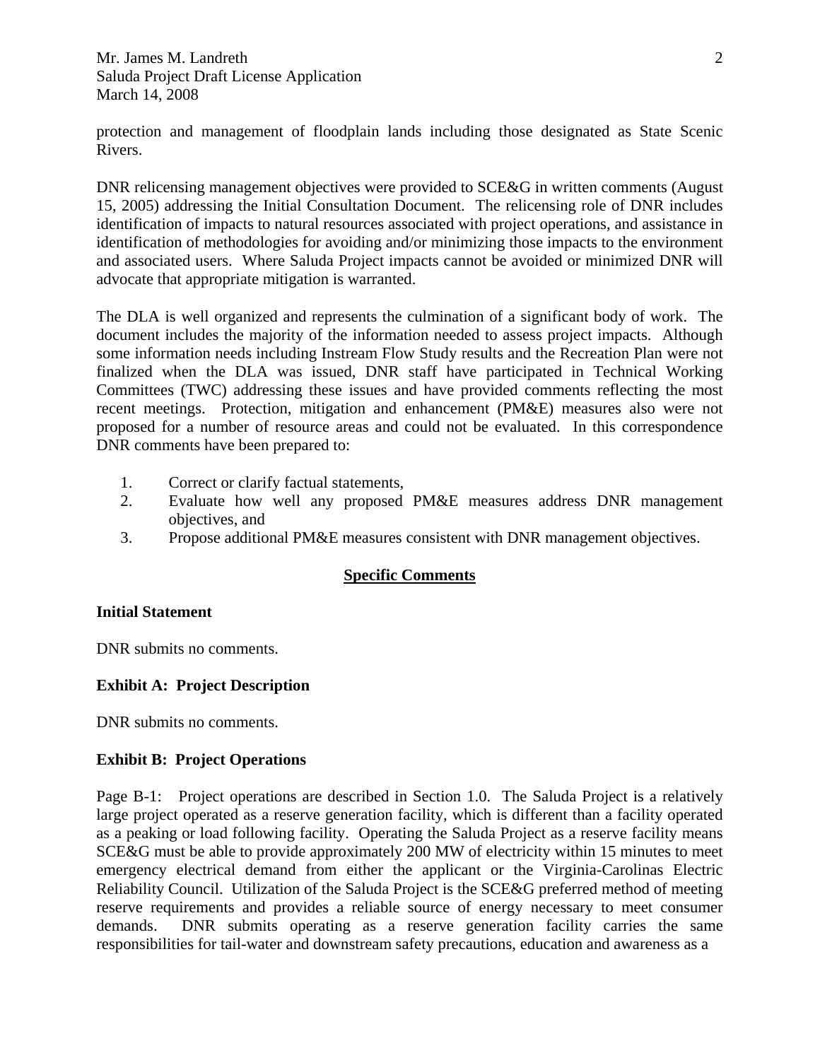protection and management of floodplain lands including those designated as State Scenic Rivers.

DNR relicensing management objectives were provided to SCE&G in written comments (August 15, 2005) addressing the Initial Consultation Document. The relicensing role of DNR includes identification of impacts to natural resources associated with project operations, and assistance in identification of methodologies for avoiding and/or minimizing those impacts to the environment and associated users. Where Saluda Project impacts cannot be avoided or minimized DNR will advocate that appropriate mitigation is warranted.

The DLA is well organized and represents the culmination of a significant body of work. The document includes the majority of the information needed to assess project impacts. Although some information needs including Instream Flow Study results and the Recreation Plan were not finalized when the DLA was issued, DNR staff have participated in Technical Working Committees (TWC) addressing these issues and have provided comments reflecting the most recent meetings. Protection, mitigation and enhancement (PM&E) measures also were not proposed for a number of resource areas and could not be evaluated. In this correspondence DNR comments have been prepared to:

1. Correct or clarify factual statements,
2. Evaluate how well any proposed PM&E measures address DNR management objectives, and
3. Propose additional PM&E measures consistent with DNR management objectives.

## Specific Comments

**Initial Statement**

DNR submits no comments.

**Exhibit A: Project Description**

DNR submits no comments.

**Exhibit B: Project Operations**

Page B-1: Project operations are described in Section 1.0. The Saluda Project is a relatively large project operated as a reserve generation facility, which is different than a facility operated as a peaking or load following facility. Operating the Saluda Project as a reserve facility means SCE&G must be able to provide approximately 200 MW of electricity within 15 minutes to meet emergency electrical demand from either the applicant or the Virginia-Carolinas Electric Reliability Council. Utilization of the Saluda Project is the SCE&G preferred method of meeting reserve requirements and provides a reliable source of energy necessary to meet consumer demands. DNR submits operating as a reserve generation facility carries the same responsibilities for tail-water and downstream safety precautions, education and awareness as a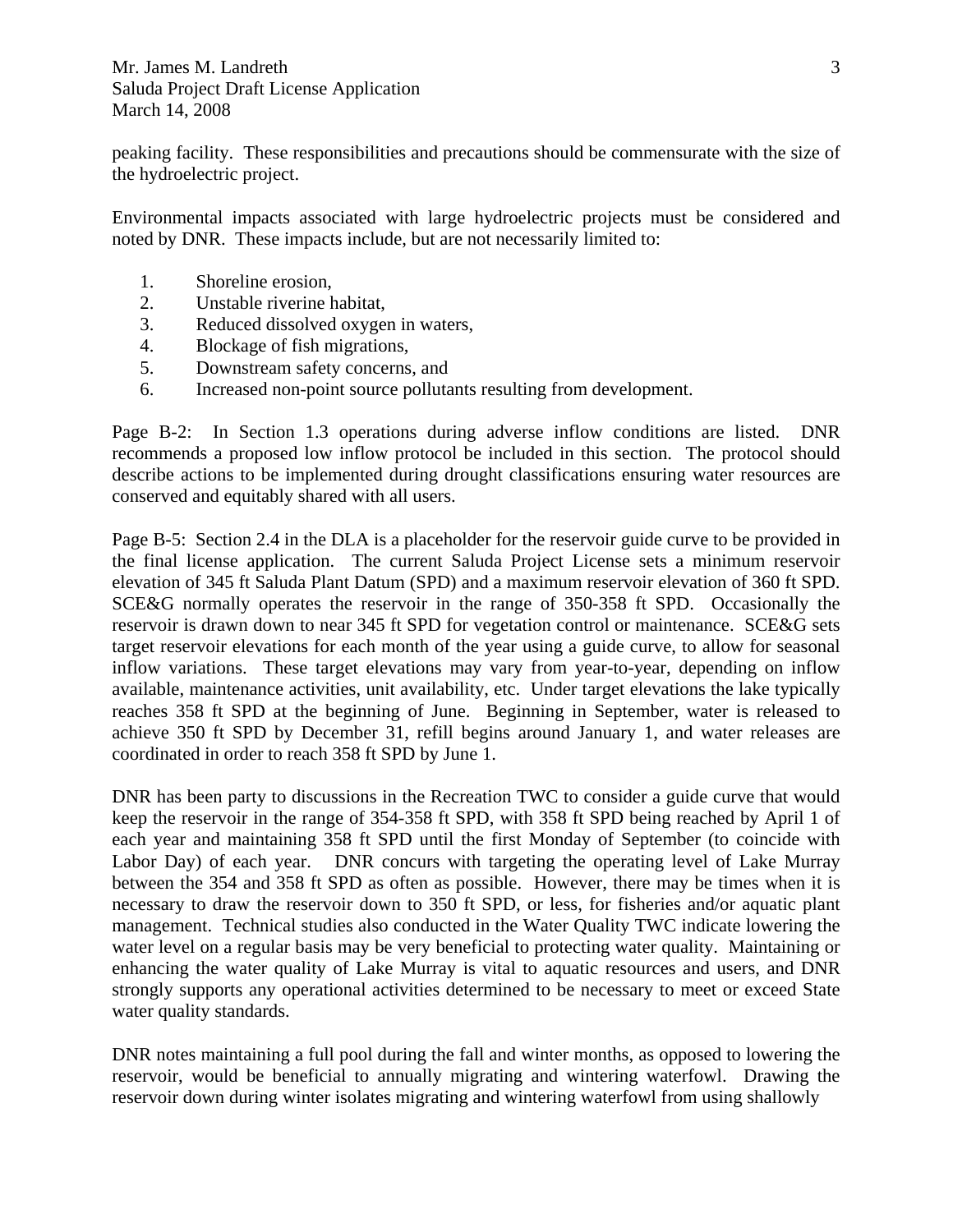peaking facility. These responsibilities and precautions should be commensurate with the size of the hydroelectric project.

Environmental impacts associated with large hydroelectric projects must be considered and noted by DNR. These impacts include, but are not necessarily limited to:

1. Shoreline erosion,
2. Unstable riverine habitat,
3. Reduced dissolved oxygen in waters,
4. Blockage of fish migrations,
5. Downstream safety concerns, and
6. Increased non-point source pollutants resulting from development.

Page B-2: In Section 1.3 operations during adverse inflow conditions are listed. DNR recommends a proposed low inflow protocol be included in this section. The protocol should describe actions to be implemented during drought classifications ensuring water resources are conserved and equitably shared with all users.

Page B-5: Section 2.4 in the DLA is a placeholder for the reservoir guide curve to be provided in the final license application. The current Saluda Project License sets a minimum reservoir elevation of 345 ft Saluda Plant Datum (SPD) and a maximum reservoir elevation of 360 ft SPD. SCE&G normally operates the reservoir in the range of 350-358 ft SPD. Occasionally the reservoir is drawn down to near 345 ft SPD for vegetation control or maintenance. SCE&G sets target reservoir elevations for each month of the year using a guide curve, to allow for seasonal inflow variations. These target elevations may vary from year-to-year, depending on inflow available, maintenance activities, unit availability, etc. Under target elevations the lake typically reaches 358 ft SPD at the beginning of June. Beginning in September, water is released to achieve 350 ft SPD by December 31, refill begins around January 1, and water releases are coordinated in order to reach 358 ft SPD by June 1.

DNR has been party to discussions in the Recreation TWC to consider a guide curve that would keep the reservoir in the range of 354-358 ft SPD, with 358 ft SPD being reached by April 1 of each year and maintaining 358 ft SPD until the first Monday of September (to coincide with Labor Day) of each year. DNR concurs with targeting the operating level of Lake Murray between the 354 and 358 ft SPD as often as possible. However, there may be times when it is necessary to draw the reservoir down to 350 ft SPD, or less, for fisheries and/or aquatic plant management. Technical studies also conducted in the Water Quality TWC indicate lowering the water level on a regular basis may be very beneficial to protecting water quality. Maintaining or enhancing the water quality of Lake Murray is vital to aquatic resources and users, and DNR strongly supports any operational activities determined to be necessary to meet or exceed State water quality standards.

DNR notes maintaining a full pool during the fall and winter months, as opposed to lowering the reservoir, would be beneficial to annually migrating and wintering waterfowl. Drawing the reservoir down during winter isolates migrating and wintering waterfowl from using shallowly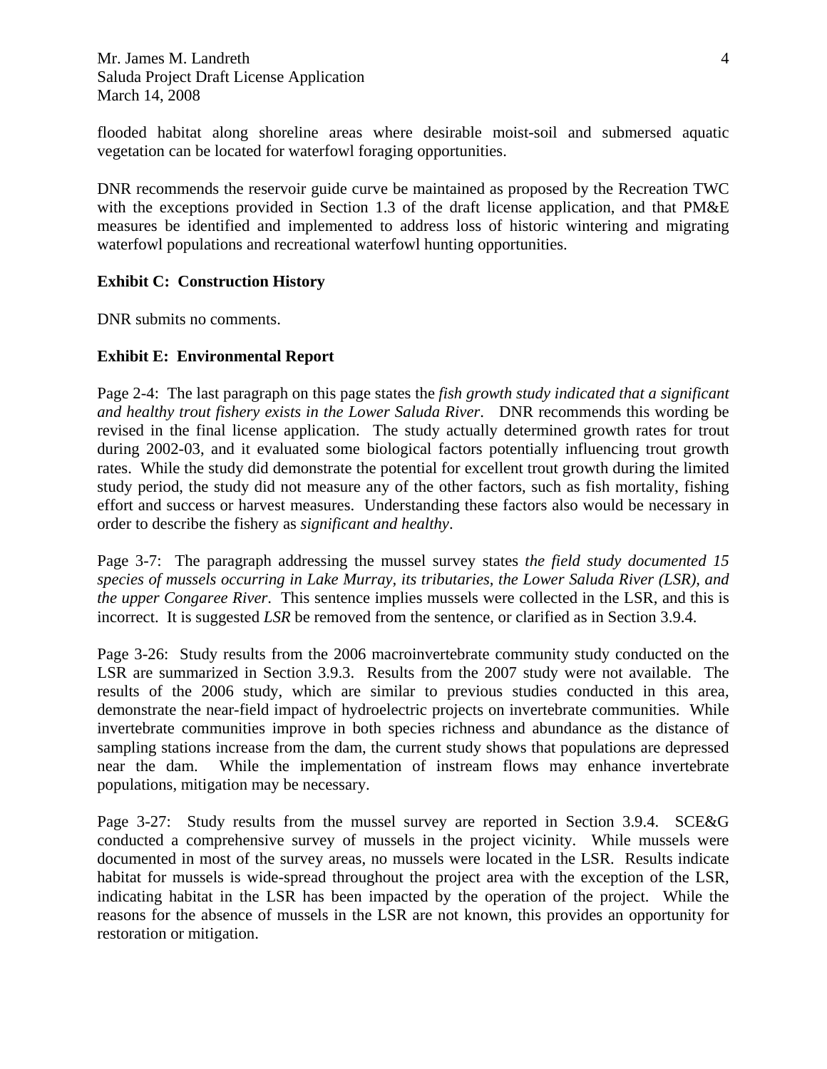flooded habitat along shoreline areas where desirable moist-soil and submersed aquatic vegetation can be located for waterfowl foraging opportunities.

DNR recommends the reservoir guide curve be maintained as proposed by the Recreation TWC with the exceptions provided in Section 1.3 of the draft license application, and that PM&E measures be identified and implemented to address loss of historic wintering and migrating waterfowl populations and recreational waterfowl hunting opportunities.

**Exhibit C: Construction History**

DNR submits no comments.

**Exhibit E: Environmental Report**

Page 2-4: The last paragraph on this page states the *fish growth study indicated that a significant and healthy trout fishery exists in the Lower Saluda River*. DNR recommends this wording be revised in the final license application. The study actually determined growth rates for trout during 2002-03, and it evaluated some biological factors potentially influencing trout growth rates. While the study did demonstrate the potential for excellent trout growth during the limited study period, the study did not measure any of the other factors, such as fish mortality, fishing effort and success or harvest measures. Understanding these factors also would be necessary in order to describe the fishery as *significant and healthy*.

Page 3-7: The paragraph addressing the mussel survey states *the field study documented 15 species of mussels occurring in Lake Murray, its tributaries, the Lower Saluda River (LSR), and the upper Congaree River*. This sentence implies mussels were collected in the LSR, and this is incorrect. It is suggested *LSR* be removed from the sentence, or clarified as in Section 3.9.4.

Page 3-26: Study results from the 2006 macroinvertebrate community study conducted on the LSR are summarized in Section 3.9.3. Results from the 2007 study were not available. The results of the 2006 study, which are similar to previous studies conducted in this area, demonstrate the near-field impact of hydroelectric projects on invertebrate communities. While invertebrate communities improve in both species richness and abundance as the distance of sampling stations increase from the dam, the current study shows that populations are depressed near the dam. While the implementation of instream flows may enhance invertebrate populations, mitigation may be necessary.

Page 3-27: Study results from the mussel survey are reported in Section 3.9.4. SCE&G conducted a comprehensive survey of mussels in the project vicinity. While mussels were documented in most of the survey areas, no mussels were located in the LSR. Results indicate habitat for mussels is wide-spread throughout the project area with the exception of the LSR, indicating habitat in the LSR has been impacted by the operation of the project. While the reasons for the absence of mussels in the LSR are not known, this provides an opportunity for restoration or mitigation.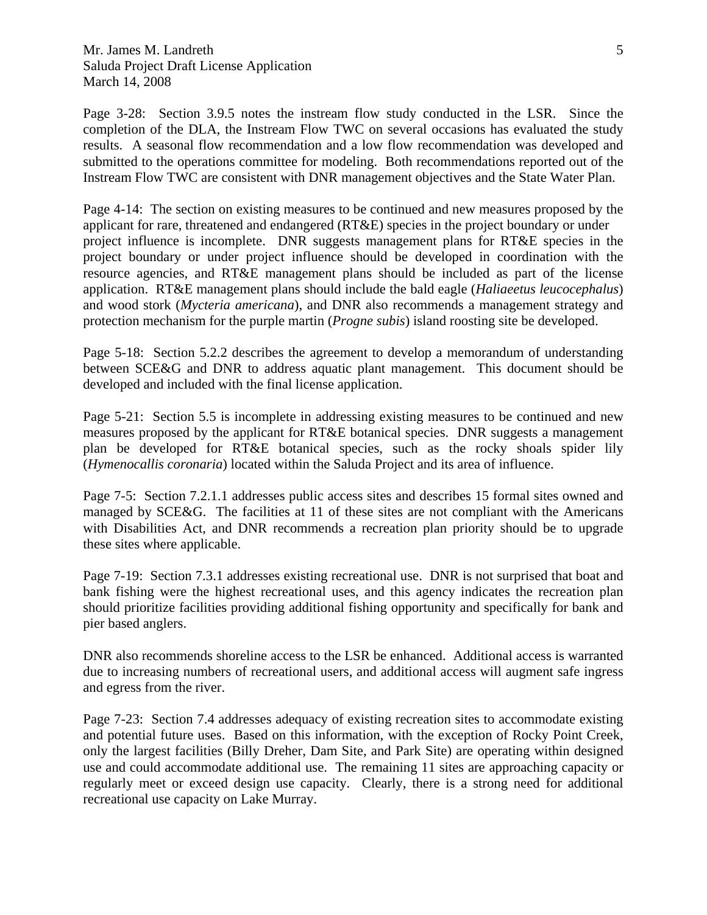Page 3-28: Section 3.9.5 notes the instream flow study conducted in the LSR. Since the completion of the DLA, the Instream Flow TWC on several occasions has evaluated the study results. A seasonal flow recommendation and a low flow recommendation was developed and submitted to the operations committee for modeling. Both recommendations reported out of the Instream Flow TWC are consistent with DNR management objectives and the State Water Plan.

Page 4-14: The section on existing measures to be continued and new measures proposed by the applicant for rare, threatened and endangered (RT&E) species in the project boundary or under project influence is incomplete. DNR suggests management plans for RT&E species in the project boundary or under project influence should be developed in coordination with the resource agencies, and RT&E management plans should be included as part of the license application. RT&E management plans should include the bald eagle (*Haliaeetus leucocephalus*) and wood stork (*Mycteria americana*), and DNR also recommends a management strategy and protection mechanism for the purple martin (*Progne subis*) island roosting site be developed.

Page 5-18: Section 5.2.2 describes the agreement to develop a memorandum of understanding between SCE&G and DNR to address aquatic plant management. This document should be developed and included with the final license application.

Page 5-21: Section 5.5 is incomplete in addressing existing measures to be continued and new measures proposed by the applicant for RT&E botanical species. DNR suggests a management plan be developed for RT&E botanical species, such as the rocky shoals spider lily (*Hymenocallis coronaria*) located within the Saluda Project and its area of influence.

Page 7-5: Section 7.2.1.1 addresses public access sites and describes 15 formal sites owned and managed by SCE&G. The facilities at 11 of these sites are not compliant with the Americans with Disabilities Act, and DNR recommends a recreation plan priority should be to upgrade these sites where applicable.

Page 7-19: Section 7.3.1 addresses existing recreational use. DNR is not surprised that boat and bank fishing were the highest recreational uses, and this agency indicates the recreation plan should prioritize facilities providing additional fishing opportunity and specifically for bank and pier based anglers.

DNR also recommends shoreline access to the LSR be enhanced. Additional access is warranted due to increasing numbers of recreational users, and additional access will augment safe ingress and egress from the river.

Page 7-23: Section 7.4 addresses adequacy of existing recreation sites to accommodate existing and potential future uses. Based on this information, with the exception of Rocky Point Creek, only the largest facilities (Billy Dreher, Dam Site, and Park Site) are operating within designed use and could accommodate additional use. The remaining 11 sites are approaching capacity or regularly meet or exceed design use capacity. Clearly, there is a strong need for additional recreational use capacity on Lake Murray.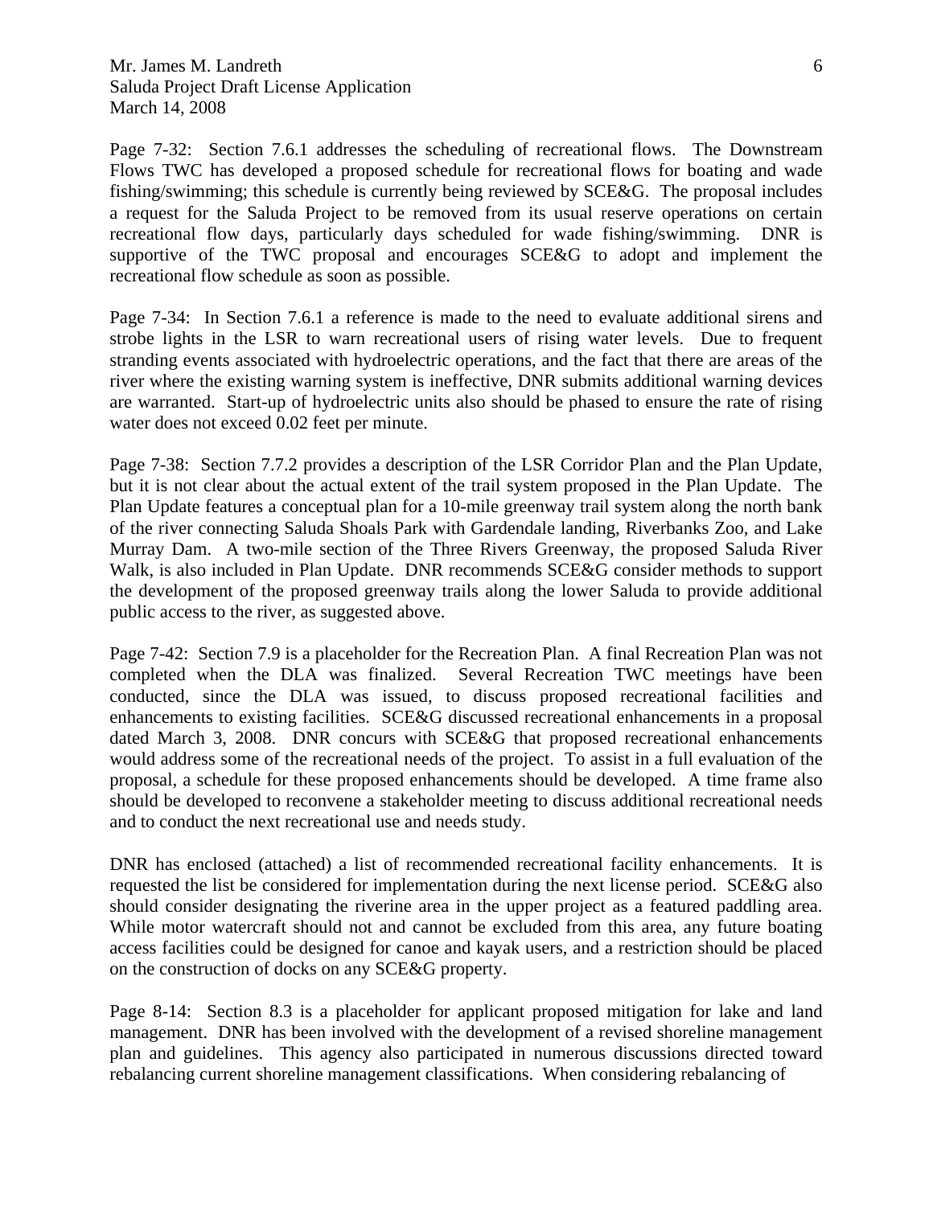Page 7-32: Section 7.6.1 addresses the scheduling of recreational flows. The Downstream Flows TWC has developed a proposed schedule for recreational flows for boating and wade fishing/swimming; this schedule is currently being reviewed by SCE&G. The proposal includes a request for the Saluda Project to be removed from its usual reserve operations on certain recreational flow days, particularly days scheduled for wade fishing/swimming. DNR is supportive of the TWC proposal and encourages SCE&G to adopt and implement the recreational flow schedule as soon as possible.

Page 7-34: In Section 7.6.1 a reference is made to the need to evaluate additional sirens and strobe lights in the LSR to warn recreational users of rising water levels. Due to frequent stranding events associated with hydroelectric operations, and the fact that there are areas of the river where the existing warning system is ineffective, DNR submits additional warning devices are warranted. Start-up of hydroelectric units also should be phased to ensure the rate of rising water does not exceed 0.02 feet per minute.

Page 7-38: Section 7.7.2 provides a description of the LSR Corridor Plan and the Plan Update, but it is not clear about the actual extent of the trail system proposed in the Plan Update. The Plan Update features a conceptual plan for a 10-mile greenway trail system along the north bank of the river connecting Saluda Shoals Park with Gardendale landing, Riverbanks Zoo, and Lake Murray Dam. A two-mile section of the Three Rivers Greenway, the proposed Saluda River Walk, is also included in Plan Update. DNR recommends SCE&G consider methods to support the development of the proposed greenway trails along the lower Saluda to provide additional public access to the river, as suggested above.

Page 7-42: Section 7.9 is a placeholder for the Recreation Plan. A final Recreation Plan was not completed when the DLA was finalized. Several Recreation TWC meetings have been conducted, since the DLA was issued, to discuss proposed recreational facilities and enhancements to existing facilities. SCE&G discussed recreational enhancements in a proposal dated March 3, 2008. DNR concurs with SCE&G that proposed recreational enhancements would address some of the recreational needs of the project. To assist in a full evaluation of the proposal, a schedule for these proposed enhancements should be developed. A time frame also should be developed to reconvene a stakeholder meeting to discuss additional recreational needs and to conduct the next recreational use and needs study.

DNR has enclosed (attached) a list of recommended recreational facility enhancements. It is requested the list be considered for implementation during the next license period. SCE&G also should consider designating the riverine area in the upper project as a featured paddling area. While motor watercraft should not and cannot be excluded from this area, any future boating access facilities could be designed for canoe and kayak users, and a restriction should be placed on the construction of docks on any SCE&G property.

Page 8-14: Section 8.3 is a placeholder for applicant proposed mitigation for lake and land management. DNR has been involved with the development of a revised shoreline management plan and guidelines. This agency also participated in numerous discussions directed toward rebalancing current shoreline management classifications. When considering rebalancing of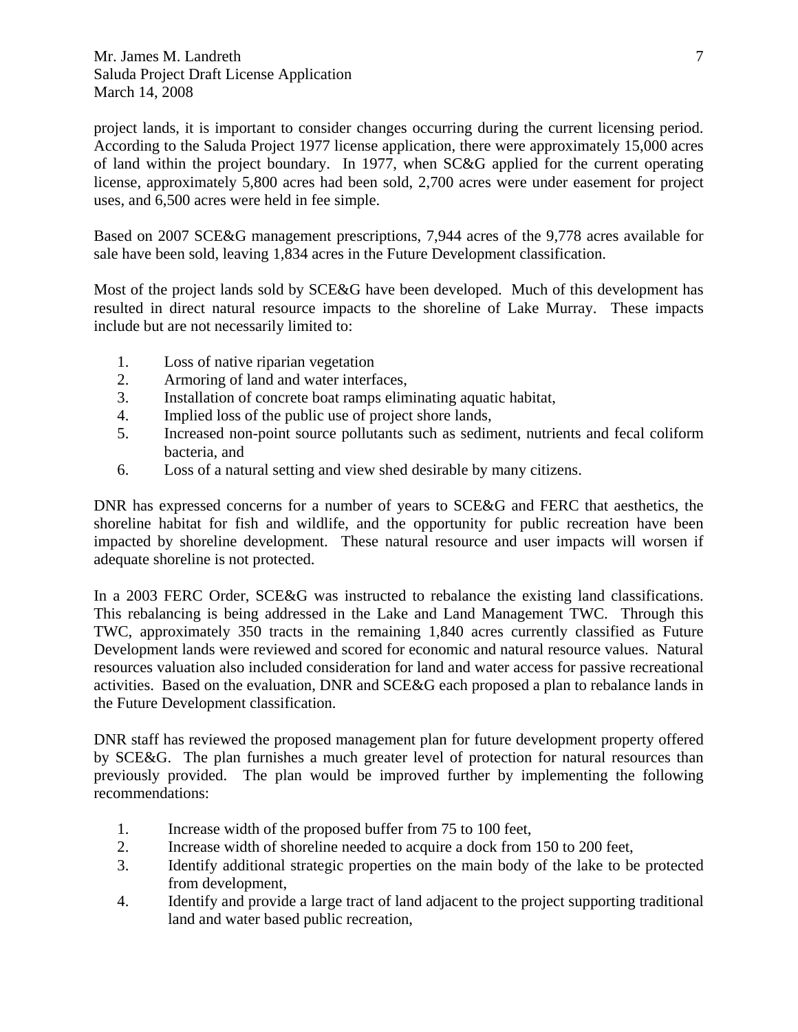project lands, it is important to consider changes occurring during the current licensing period. According to the Saluda Project 1977 license application, there were approximately 15,000 acres of land within the project boundary. In 1977, when SC&G applied for the current operating license, approximately 5,800 acres had been sold, 2,700 acres were under easement for project uses, and 6,500 acres were held in fee simple.

Based on 2007 SCE&G management prescriptions, 7,944 acres of the 9,778 acres available for sale have been sold, leaving 1,834 acres in the Future Development classification.

Most of the project lands sold by SCE&G have been developed. Much of this development has resulted in direct natural resource impacts to the shoreline of Lake Murray. These impacts include but are not necessarily limited to:

1. Loss of native riparian vegetation
2. Armoring of land and water interfaces,
3. Installation of concrete boat ramps eliminating aquatic habitat,
4. Implied loss of the public use of project shore lands,
5. Increased non-point source pollutants such as sediment, nutrients and fecal coliform bacteria, and
6. Loss of a natural setting and view shed desirable by many citizens.

DNR has expressed concerns for a number of years to SCE&G and FERC that aesthetics, the shoreline habitat for fish and wildlife, and the opportunity for public recreation have been impacted by shoreline development. These natural resource and user impacts will worsen if adequate shoreline is not protected.

In a 2003 FERC Order, SCE&G was instructed to rebalance the existing land classifications. This rebalancing is being addressed in the Lake and Land Management TWC. Through this TWC, approximately 350 tracts in the remaining 1,840 acres currently classified as Future Development lands were reviewed and scored for economic and natural resource values. Natural resources valuation also included consideration for land and water access for passive recreational activities. Based on the evaluation, DNR and SCE&G each proposed a plan to rebalance lands in the Future Development classification.

DNR staff has reviewed the proposed management plan for future development property offered by SCE&G. The plan furnishes a much greater level of protection for natural resources than previously provided. The plan would be improved further by implementing the following recommendations:

1. Increase width of the proposed buffer from 75 to 100 feet,
2. Increase width of shoreline needed to acquire a dock from 150 to 200 feet,
3. Identify additional strategic properties on the main body of the lake to be protected from development,
4. Identify and provide a large tract of land adjacent to the project supporting traditional land and water based public recreation,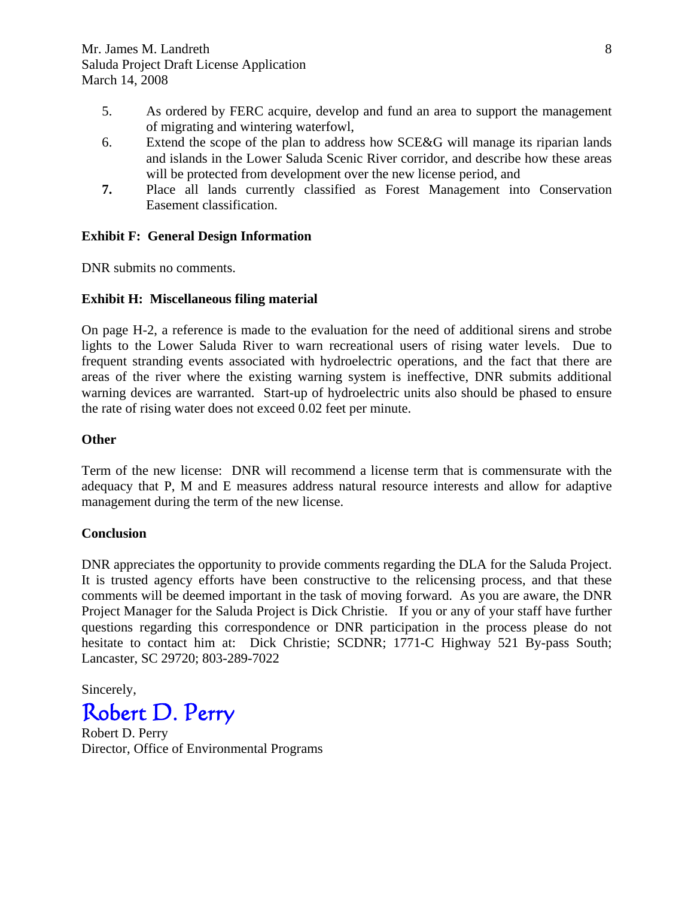5. As ordered by FERC acquire, develop and fund an area to support the management of migrating and wintering waterfowl,
6. Extend the scope of the plan to address how SCE&G will manage its riparian lands and islands in the Lower Saluda Scenic River corridor, and describe how these areas will be protected from development over the new license period, and
7. Place all lands currently classified as Forest Management into Conservation Easement classification.

**Exhibit F: General Design Information**

DNR submits no comments.

**Exhibit H: Miscellaneous filing material**

On page H-2, a reference is made to the evaluation for the need of additional sirens and strobe lights to the Lower Saluda River to warn recreational users of rising water levels. Due to frequent stranding events associated with hydroelectric operations, and the fact that there are areas of the river where the existing warning system is ineffective, DNR submits additional warning devices are warranted. Start-up of hydroelectric units also should be phased to ensure the rate of rising water does not exceed 0.02 feet per minute.

**Other**

Term of the new license: DNR will recommend a license term that is commensurate with the adequacy that P, M and E measures address natural resource interests and allow for adaptive management during the term of the new license.

**Conclusion**

DNR appreciates the opportunity to provide comments regarding the DLA for the Saluda Project. It is trusted agency efforts have been constructive to the relicensing process, and that these comments will be deemed important in the task of moving forward. As you are aware, the DNR Project Manager for the Saluda Project is Dick Christie. If you or any of your staff have further questions regarding this correspondence or DNR participation in the process please do not hesitate to contact him at: Dick Christie; SCDNR; 1771-C Highway 521 By-pass South; Lancaster, SC 29720; 803-289-7022

Sincerely,

Robert D. Perry

Robert D. Perry
Director, Office of Environmental Programs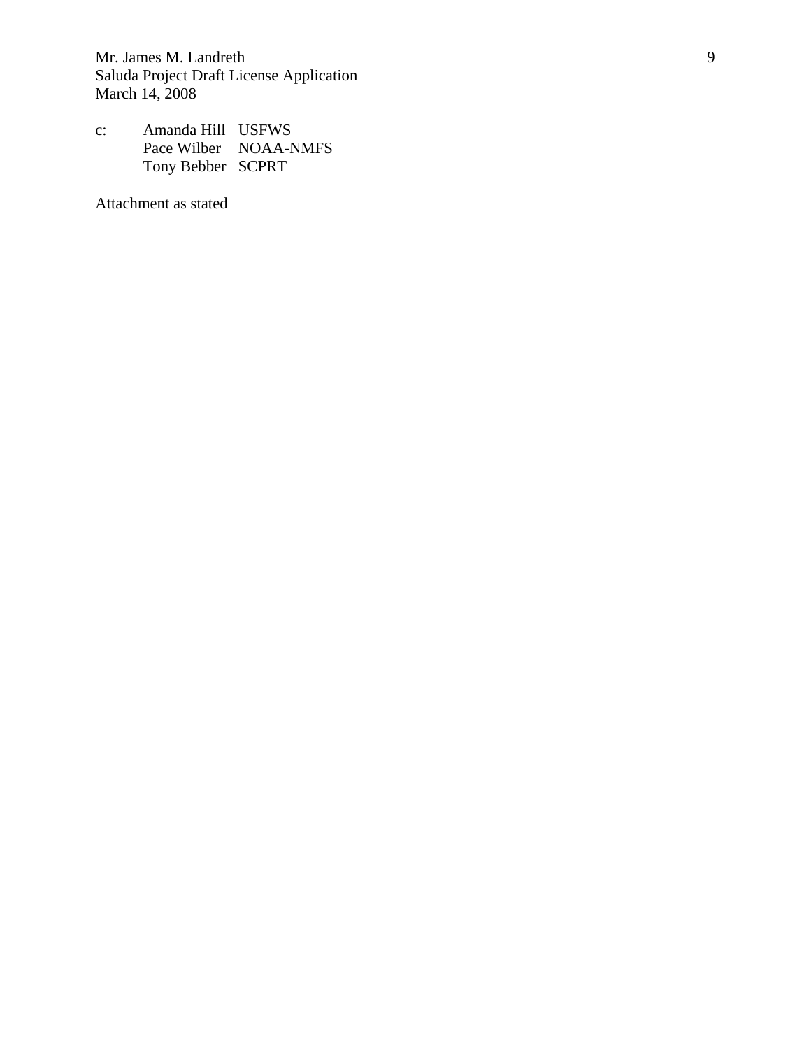c: Amanda Hill USFWS
Pace Wilber NOAA-NMFS
Tony Bebber SCPRT

Attachment as stated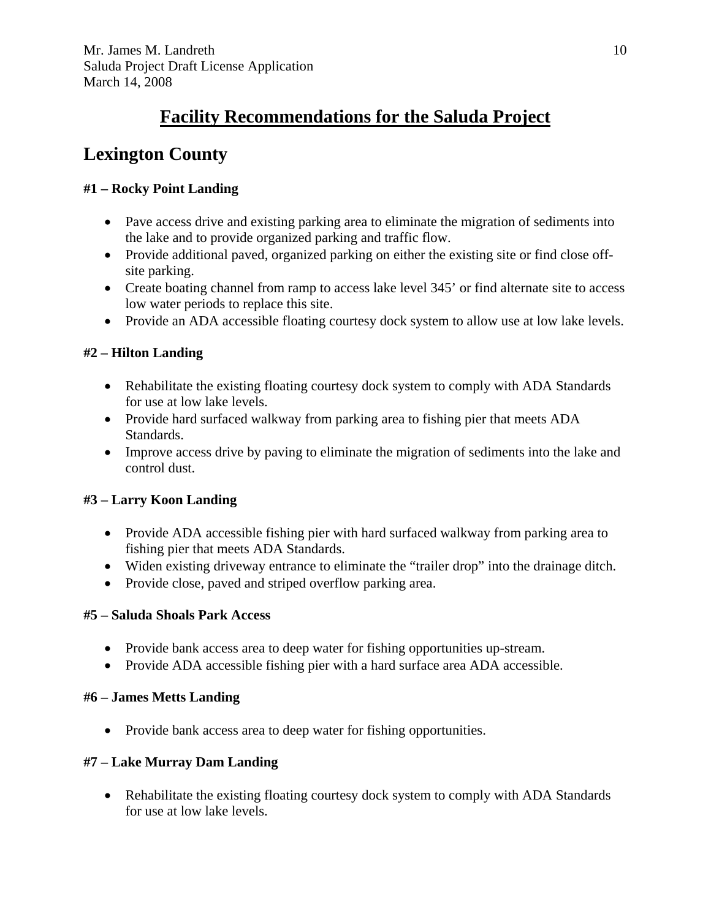# Facility Recommendations for the Saluda Project

## Lexington County

### #1 – Rocky Point Landing

- Pave access drive and existing parking area to eliminate the migration of sediments into the lake and to provide organized parking and traffic flow.
- Provide additional paved, organized parking on either the existing site or find close off-site parking.
- Create boating channel from ramp to access lake level 345' or find alternate site to access low water periods to replace this site.
- Provide an ADA accessible floating courtesy dock system to allow use at low lake levels.

### #2 – Hilton Landing

- Rehabilitate the existing floating courtesy dock system to comply with ADA Standards for use at low lake levels.
- Provide hard surfaced walkway from parking area to fishing pier that meets ADA Standards.
- Improve access drive by paving to eliminate the migration of sediments into the lake and control dust.

### #3 – Larry Koon Landing

- Provide ADA accessible fishing pier with hard surfaced walkway from parking area to fishing pier that meets ADA Standards.
- Widen existing driveway entrance to eliminate the "trailer drop" into the drainage ditch.
- Provide close, paved and striped overflow parking area.

### #5 – Saluda Shoals Park Access

- Provide bank access area to deep water for fishing opportunities up-stream.
- Provide ADA accessible fishing pier with a hard surface area ADA accessible.

### #6 – James Metts Landing

- Provide bank access area to deep water for fishing opportunities.

### #7 – Lake Murray Dam Landing

- Rehabilitate the existing floating courtesy dock system to comply with ADA Standards for use at low lake levels.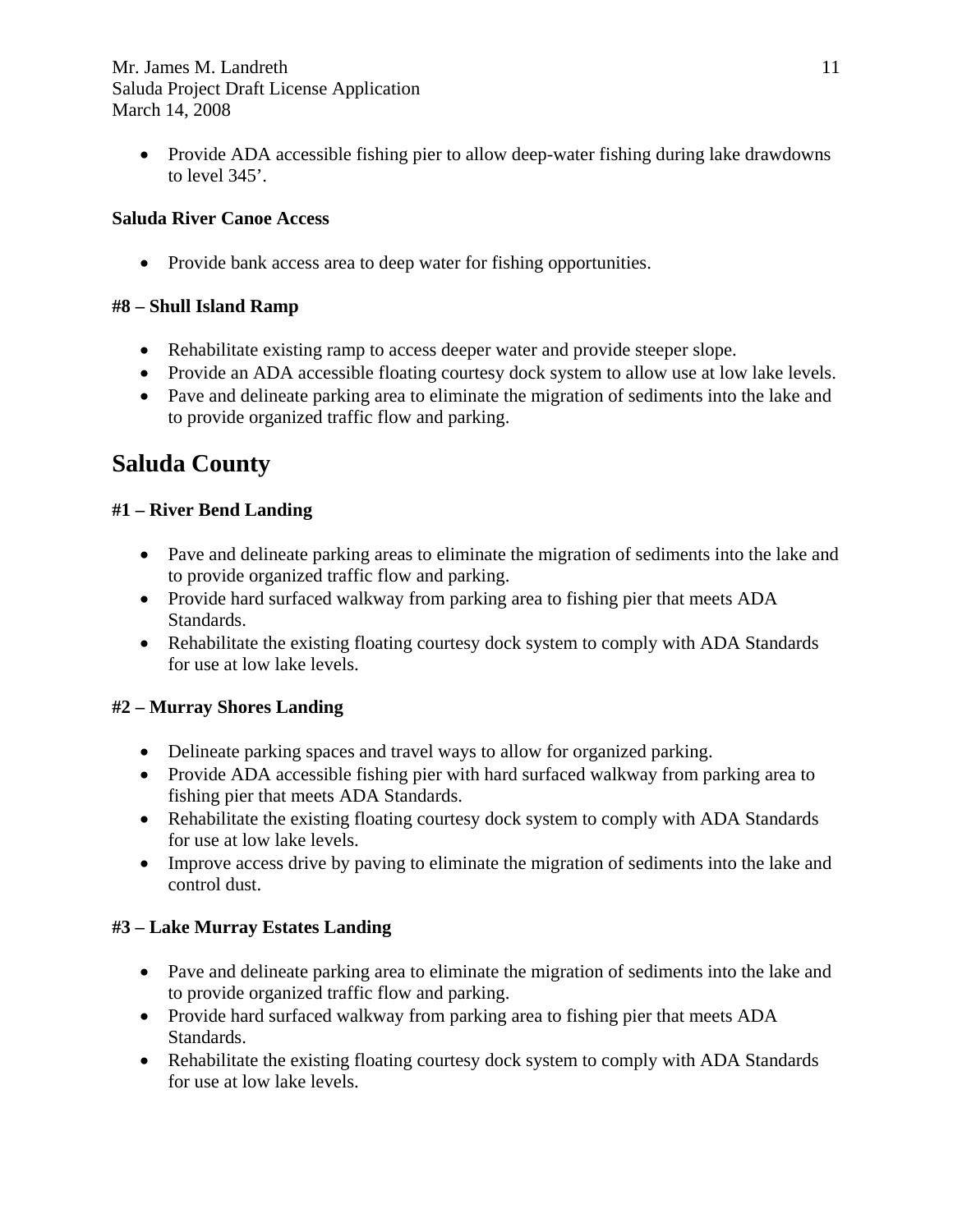- Provide ADA accessible fishing pier to allow deep-water fishing during lake drawdowns to level 345'.

**Saluda River Canoe Access**

- Provide bank access area to deep water for fishing opportunities.

**#8 – Shull Island Ramp**

- Rehabilitate existing ramp to access deeper water and provide steeper slope.
- Provide an ADA accessible floating courtesy dock system to allow use at low lake levels.
- Pave and delineate parking area to eliminate the migration of sediments into the lake and to provide organized traffic flow and parking.

## Saluda County

**#1 – River Bend Landing**

- Pave and delineate parking areas to eliminate the migration of sediments into the lake and to provide organized traffic flow and parking.
- Provide hard surfaced walkway from parking area to fishing pier that meets ADA Standards.
- Rehabilitate the existing floating courtesy dock system to comply with ADA Standards for use at low lake levels.

**#2 – Murray Shores Landing**

- Delineate parking spaces and travel ways to allow for organized parking.
- Provide ADA accessible fishing pier with hard surfaced walkway from parking area to fishing pier that meets ADA Standards.
- Rehabilitate the existing floating courtesy dock system to comply with ADA Standards for use at low lake levels.
- Improve access drive by paving to eliminate the migration of sediments into the lake and control dust.

**#3 – Lake Murray Estates Landing**

- Pave and delineate parking area to eliminate the migration of sediments into the lake and to provide organized traffic flow and parking.
- Provide hard surfaced walkway from parking area to fishing pier that meets ADA Standards.
- Rehabilitate the existing floating courtesy dock system to comply with ADA Standards for use at low lake levels.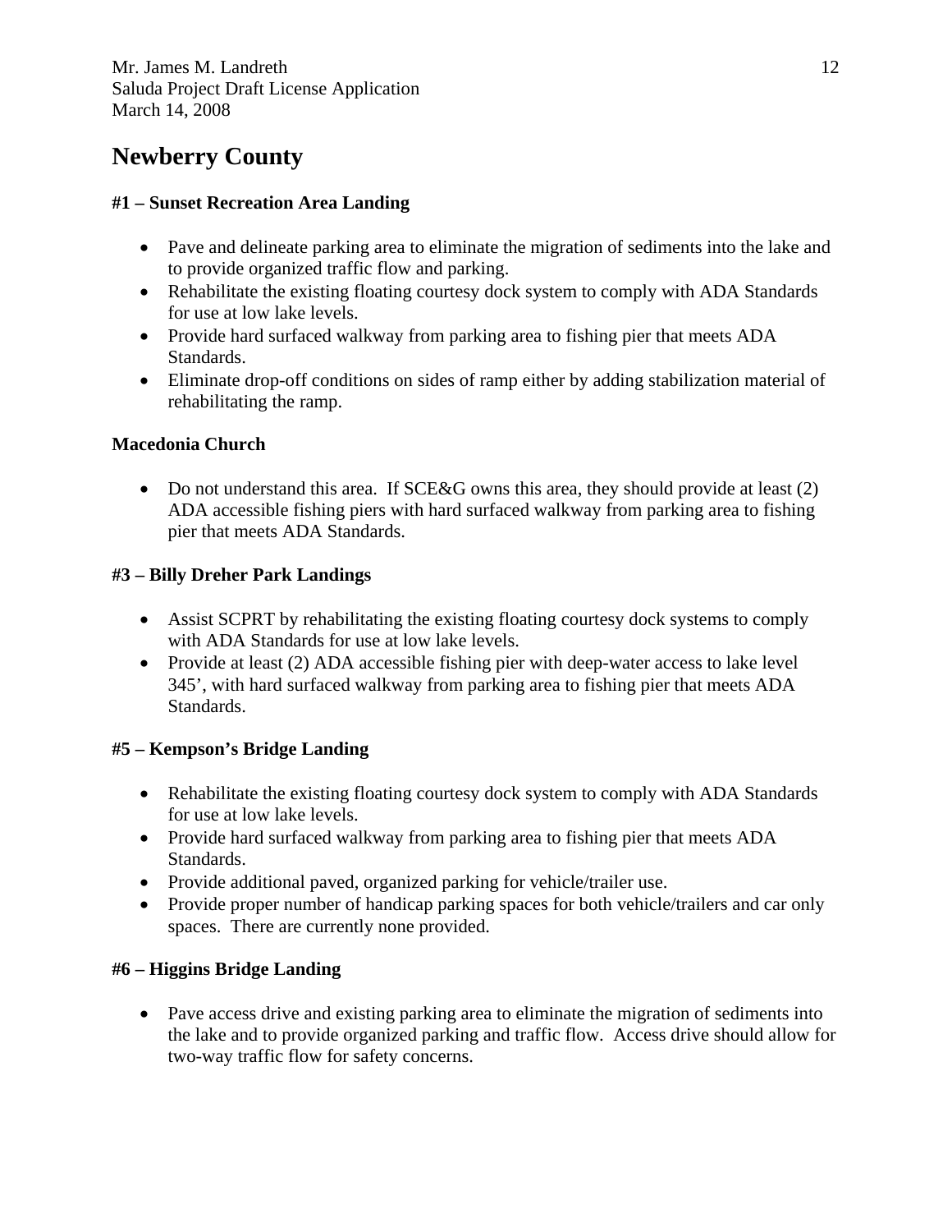# Newberry County

### #1 – Sunset Recreation Area Landing

- Pave and delineate parking area to eliminate the migration of sediments into the lake and to provide organized traffic flow and parking.
- Rehabilitate the existing floating courtesy dock system to comply with ADA Standards for use at low lake levels.
- Provide hard surfaced walkway from parking area to fishing pier that meets ADA Standards.
- Eliminate drop-off conditions on sides of ramp either by adding stabilization material of rehabilitating the ramp.

### Macedonia Church

- Do not understand this area. If SCE&G owns this area, they should provide at least (2) ADA accessible fishing piers with hard surfaced walkway from parking area to fishing pier that meets ADA Standards.

### #3 – Billy Dreher Park Landings

- Assist SCPRT by rehabilitating the existing floating courtesy dock systems to comply with ADA Standards for use at low lake levels.
- Provide at least (2) ADA accessible fishing pier with deep-water access to lake level 345', with hard surfaced walkway from parking area to fishing pier that meets ADA Standards.

### #5 – Kempson's Bridge Landing

- Rehabilitate the existing floating courtesy dock system to comply with ADA Standards for use at low lake levels.
- Provide hard surfaced walkway from parking area to fishing pier that meets ADA Standards.
- Provide additional paved, organized parking for vehicle/trailer use.
- Provide proper number of handicap parking spaces for both vehicle/trailers and car only spaces. There are currently none provided.

### #6 – Higgins Bridge Landing

- Pave access drive and existing parking area to eliminate the migration of sediments into the lake and to provide organized parking and traffic flow. Access drive should allow for two-way traffic flow for safety concerns.